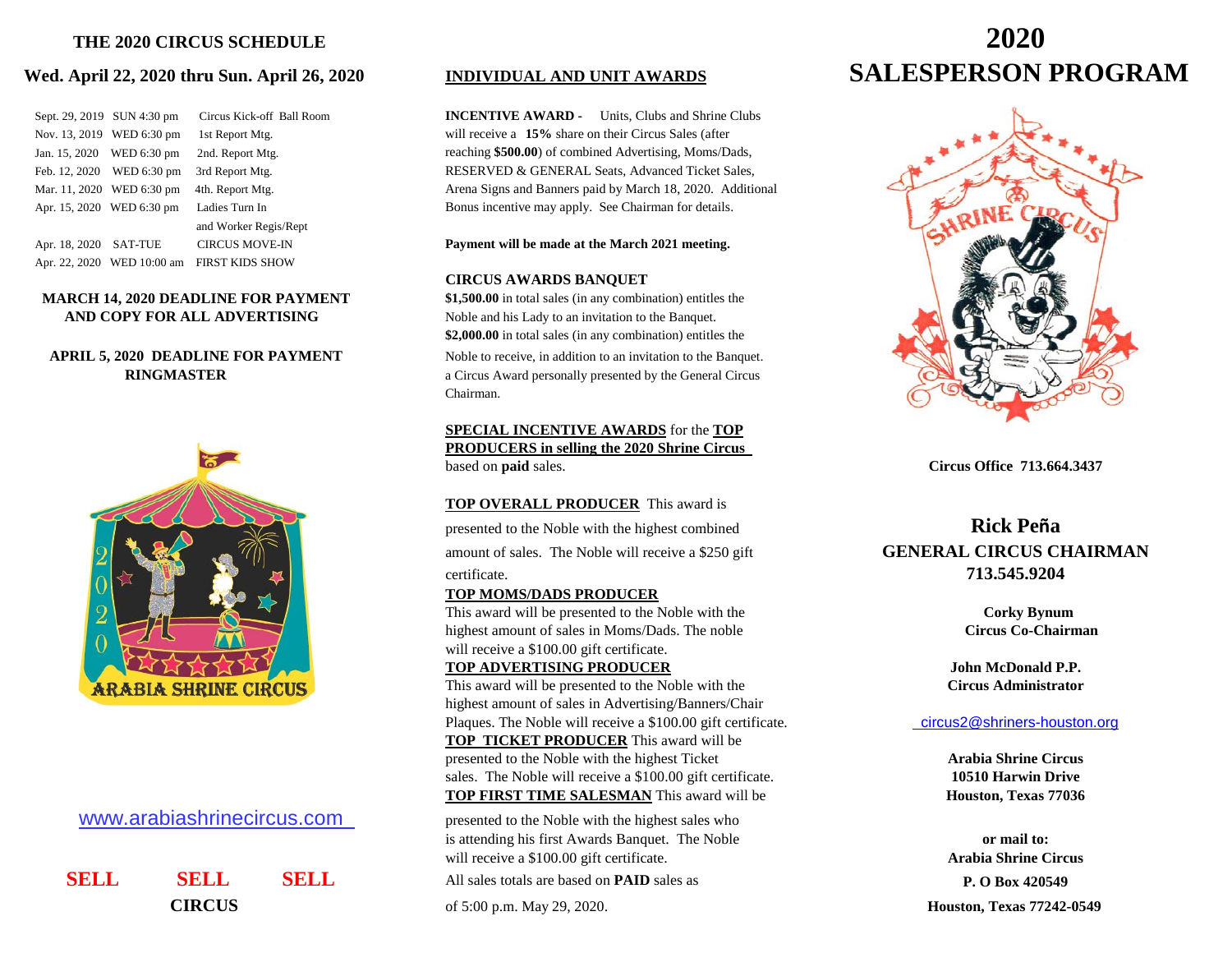## THE 2020 CIRCUS SCHEDULE

### Wed. April 22, 2020 thru Sun. April 26, 2020

| | | |
|---|---|---|
| Sept. 29, 2019 | SUN 4:30 pm | Circus Kick-off Ball Room |
| Nov. 13, 2019 | WED 6:30 pm | 1st Report Mtg. |
| Jan. 15, 2020 | WED 6:30 pm | 2nd. Report Mtg. |
| Feb. 12, 2020 | WED 6:30 pm | 3rd Report Mtg. |
| Mar. 11, 2020 | WED 6:30 pm | 4th. Report Mtg. |
| Apr. 15, 2020 | WED 6:30 pm | Ladies Turn In and Worker Regis/Rept |
| Apr. 18, 2020 | SAT-TUE | CIRCUS MOVE-IN |
| Apr. 22, 2020 | WED 10:00 am | FIRST KIDS SHOW |

**MARCH 14, 2020 DEADLINE FOR PAYMENT AND COPY FOR ALL ADVERTISING**

**APRIL 5, 2020 DEADLINE FOR PAYMENT RINGMASTER**

www.arabiashrinecircus.com

**SELL SELL SELL CIRCUS**

## INDIVIDUAL AND UNIT AWARDS

**INCENTIVE AWARD -** Units, Clubs and Shrine Clubs will receive a **15%** share on their Circus Sales (after reaching **$500.00**) of combined Advertising, Moms/Dads, RESERVED & GENERAL Seats, Advanced Ticket Sales, Arena Signs and Banners paid by March 18, 2020. Additional Bonus incentive may apply. See Chairman for details.

**Payment will be made at the March 2021 meeting.**

**CIRCUS AWARDS BANQUET**

**$1,500.00** in total sales (in any combination) entitles the Noble and his Lady to an invitation to the Banquet.

**$2,000.00** in total sales (in any combination) entitles the Noble to receive, in addition to an invitation to the Banquet. a Circus Award personally presented by the General Circus Chairman.

**SPECIAL INCENTIVE AWARDS** for the **TOP PRODUCERS in selling the 2020 Shrine Circus** based on **paid** sales.

**TOP OVERALL PRODUCER** This award is presented to the Noble with the highest combined amount of sales. The Noble will receive a $250 gift certificate.

**TOP MOMS/DADS PRODUCER**
This award will be presented to the Noble with the highest amount of sales in Moms/Dads. The noble will receive a $100.00 gift certificate.

**TOP ADVERTISING PRODUCER**
This award will be presented to the Noble with the highest amount of sales in Advertising/Banners/Chair Plaques. The Noble will receive a $100.00 gift certificate.

**TOP TICKET PRODUCER** This award will be presented to the Noble with the highest Ticket sales. The Noble will receive a $100.00 gift certificate.

**TOP FIRST TIME SALESMAN** This award will be presented to the Noble with the highest sales who is attending his first Awards Banquet. The Noble will receive a $100.00 gift certificate.

All sales totals are based on **PAID** sales as of 5:00 p.m. May 29, 2020.

# 2020 SALESPERSON PROGRAM

**Circus Office 713.664.3437**

**Rick Peña**
**GENERAL CIRCUS CHAIRMAN**
**713.545.9204**

**Corky Bynum**
**Circus Co-Chairman**

**John McDonald P.P.**
**Circus Administrator**

circus2@shriners-houston.org

**Arabia Shrine Circus**
**10510 Harwin Drive**
**Houston, Texas 77036**

**or mail to:**
**Arabia Shrine Circus**
**P. O Box 420549**
**Houston, Texas 77242-0549**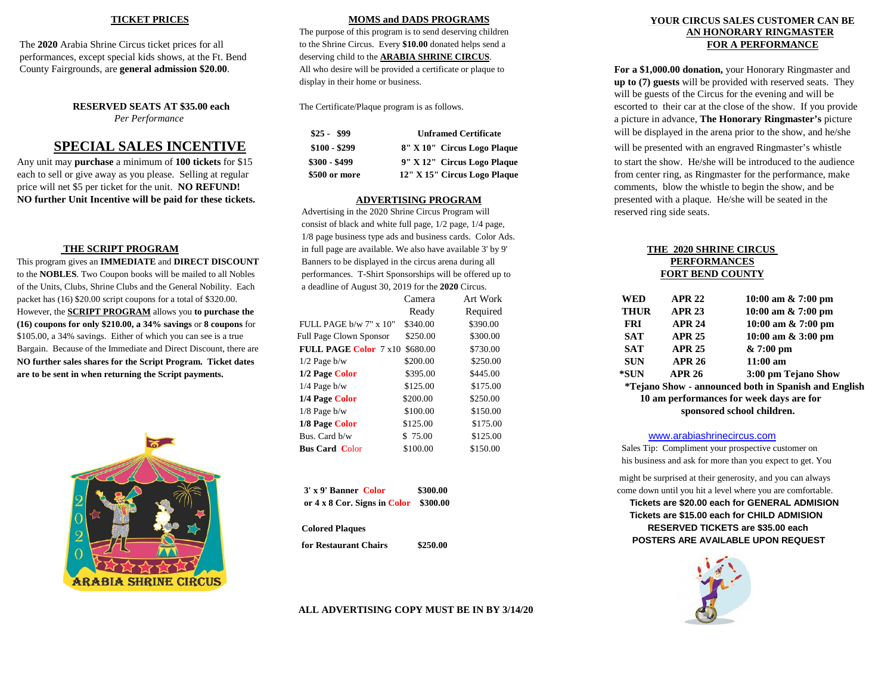## TICKET PRICES

The **2020** Arabia Shrine Circus ticket prices for all performances, except special kids shows, at the Ft. Bend County Fairgrounds, are **general admission $20.00**.

**RESERVED SEATS AT $35.00 each**
*Per Performance*

# SPECIAL SALES INCENTIVE

Any unit may **purchase** a minimum of **100 tickets** for $15 each to sell or give away as you please. Selling at regular price will net $5 per ticket for the unit. **NO REFUND! NO further Unit Incentive will be paid for these tickets.**

## THE SCRIPT PROGRAM

This program gives an **IMMEDIATE** and **DIRECT DISCOUNT** to the **NOBLES**. Two Coupon books will be mailed to all Nobles of the Units, Clubs, Shrine Clubs and the General Nobility. Each packet has (16) $20.00 script coupons for a total of $320.00. However, the **SCRIPT PROGRAM** allows you **to purchase the (16) coupons for only $210.00, a 34% savings** or **8 coupons** for $105.00, a 34% savings. Either of which you can see is a true Bargain. Because of the Immediate and Direct Discount, there are **NO further sales shares for the Script Program. Ticket dates are to be sent in when returning the Script payments.**

## MOMS and DADS PROGRAMS

The purpose of this program is to send deserving children to the Shrine Circus. Every **$10.00** donated helps send a deserving child to the **ARABIA SHRINE CIRCUS**. All who desire will be provided a certificate or plaque to display in their home or business.

The Certificate/Plaque program is as follows.

| | |
|---|---|
| **$25 - $99** | **Unframed Certificate** |
| **$100 - $299** | **8" X 10" Circus Logo Plaque** |
| **$300 - $499** | **9" X 12" Circus Logo Plaque** |
| **$500 or more** | **12" X 15" Circus Logo Plaque** |

## ADVERTISING PROGRAM

Advertising in the 2020 Shrine Circus Program will consist of black and white full page, 1/2 page, 1/4 page, 1/8 page business type ads and business cards. Color Ads. in full page are available. We also have available 3' by 9' Banners to be displayed in the circus arena during all performances. T-Shirt Sponsorships will be offered up to a deadline of August 30, 2019 for the **2020** Circus.

| | Camera Ready | Art Work Required |
|---|---|---|
| FULL PAGE b/w 7" x 10" | $340.00 | $390.00 |
| Full Page Clown Sponsor | $250.00 | $300.00 |
| **FULL PAGE Color** 7 x10 | $680.00 | $730.00 |
| 1/2 Page b/w | $200.00 | $250.00 |
| **1/2 Page Color** | $395.00 | $445.00 |
| 1/4 Page b/w | $125.00 | $175.00 |
| **1/4 Page Color** | $200.00 | $250.00 |
| 1/8 Page b/w | $100.00 | $150.00 |
| **1/8 Page Color** | $125.00 | $175.00 |
| Bus. Card b/w | $ 75.00 | $125.00 |
| **Bus Card** Color | $100.00 | $150.00 |

| | |
|---|---|
| **3' x 9' Banner Color** | **$300.00** |
| **or 4 x 8 Cor. Signs in Color** | **$300.00** |
| **Colored Plaques for Restaurant Chairs** | **$250.00** |

**ALL ADVERTISING COPY MUST BE IN BY 3/14/20**

## YOUR CIRCUS SALES CUSTOMER CAN BE AN HONORARY RINGMASTER FOR A PERFORMANCE

**For a $1,000.00 donation,** your Honorary Ringmaster and **up to (7) guests** will be provided with reserved seats. They will be guests of the Circus for the evening and will be escorted to their car at the close of the show. If you provide a picture in advance, **The Honorary Ringmaster's** picture will be displayed in the arena prior to the show, and he/she will be presented with an engraved Ringmaster's whistle to start the show. He/she will be introduced to the audience from center ring, as Ringmaster for the performance, make comments, blow the whistle to begin the show, and be presented with a plaque. He/she will be seated in the reserved ring side seats.

## THE 2020 SHRINE CIRCUS PERFORMANCES FORT BEND COUNTY

| | | |
|---|---|---|
| **WED** | **APR 22** | **10:00 am & 7:00 pm** |
| **THUR** | **APR 23** | **10:00 am & 7:00 pm** |
| **FRI** | **APR 24** | **10:00 am & 7:00 pm** |
| **SAT** | **APR 25** | **10:00 am & 3:00 pm** |
| **SAT** | **APR 25** | **& 7:00 pm** |
| **SUN** | **APR 26** | **11:00 am** |
| ***SUN** | **APR 26** | **3:00 pm Tejano Show** |

***Tejano Show - announced both in Spanish and English**
**10 am performances for week days are for sponsored school children.**

www.arabiashrinecircus.com

Sales Tip: Compliment your prospective customer on his business and ask for more than you expect to get. You might be surprised at their generosity, and you can always come down until you hit a level where you are comfortable.

**Tickets are $20.00 each for GENERAL ADMISION**
**Tickets are $15.00 each for CHILD ADMISION**
**RESERVED TICKETS are $35.00 each**
**POSTERS ARE AVAILABLE UPON REQUEST**